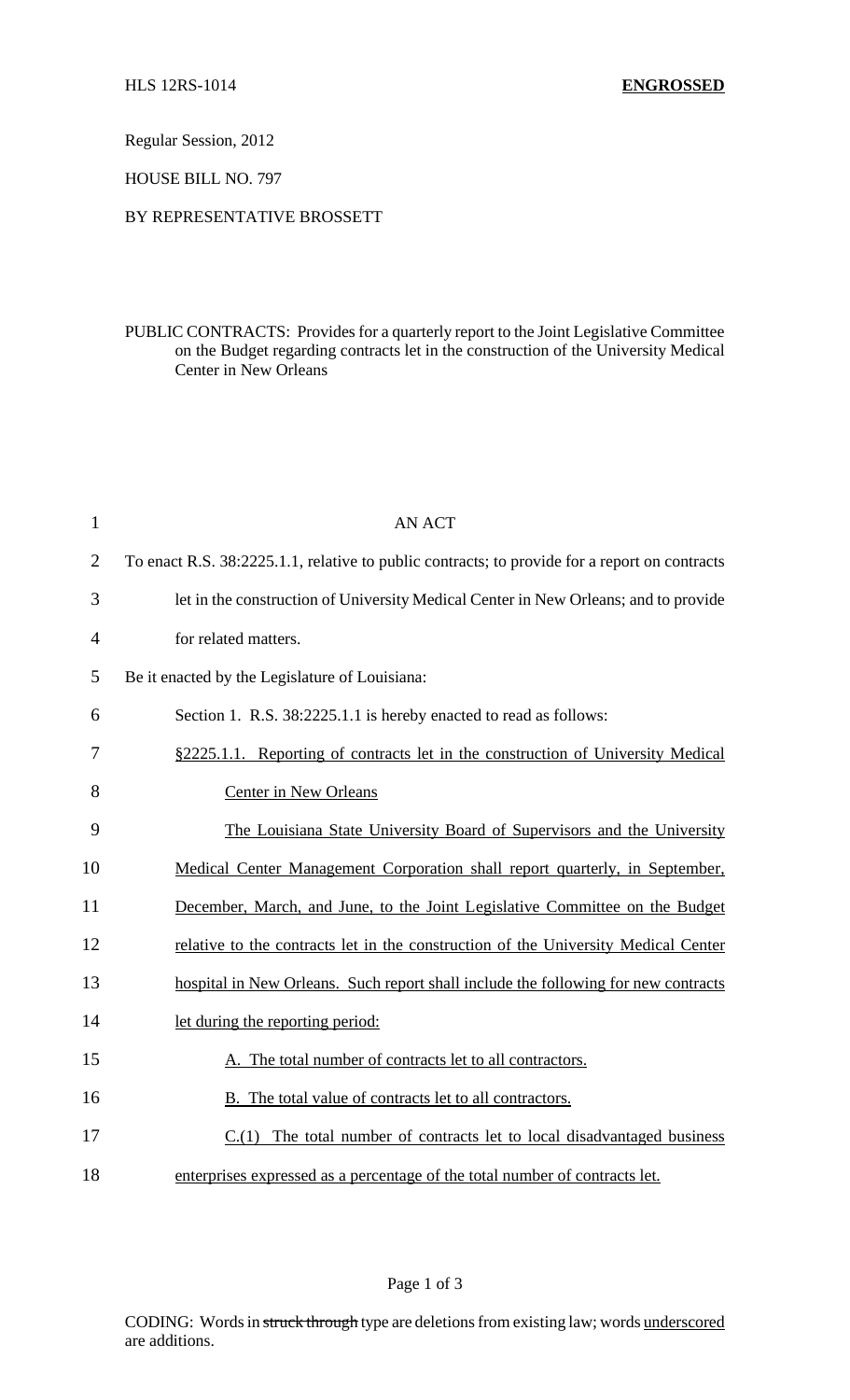HLS 12RS-1014 **ENGROSSED**

Regular Session, 2012

HOUSE BILL NO. 797

BY REPRESENTATIVE BROSSETT

PUBLIC CONTRACTS: Provides for a quarterly report to the Joint Legislative Committee on the Budget regarding contracts let in the construction of the University Medical Center in New Orleans

AN ACT

To enact R.S. 38:2225.1.1, relative to public contracts; to provide for a report on contracts let in the construction of University Medical Center in New Orleans; and to provide for related matters.

Be it enacted by the Legislature of Louisiana:

Section 1. R.S. 38:2225.1.1 is hereby enacted to read as follows:

§2225.1.1. Reporting of contracts let in the construction of University Medical Center in New Orleans

The Louisiana State University Board of Supervisors and the University Medical Center Management Corporation shall report quarterly, in September, December, March, and June, to the Joint Legislative Committee on the Budget relative to the contracts let in the construction of the University Medical Center hospital in New Orleans. Such report shall include the following for new contracts let during the reporting period:

A. The total number of contracts let to all contractors.

B. The total value of contracts let to all contractors.

C.(1) The total number of contracts let to local disadvantaged business enterprises expressed as a percentage of the total number of contracts let.

CODING: Words in ~~struck through~~ type are deletions from existing law; words underscored are additions.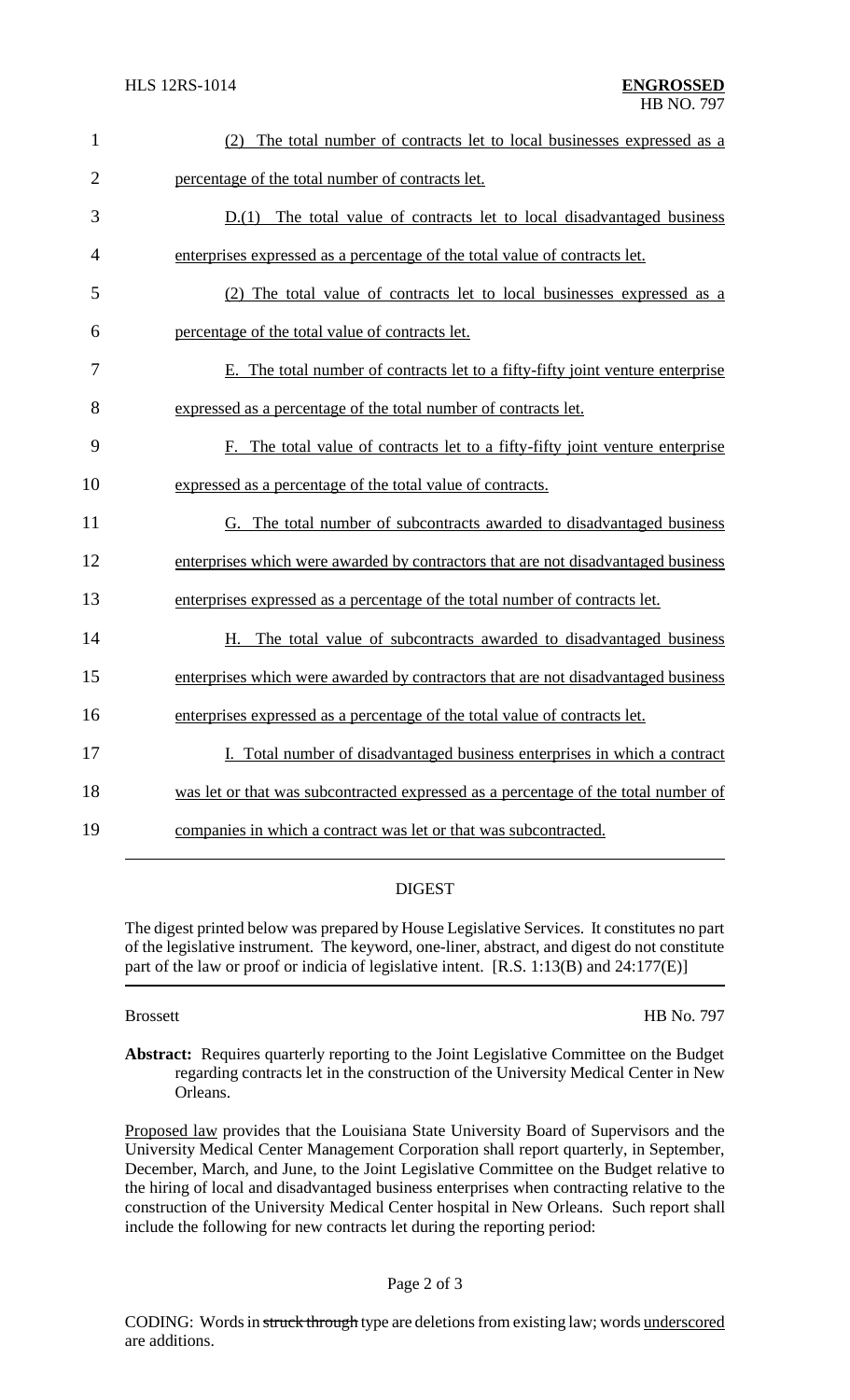(2) The total number of contracts let to local businesses expressed as a percentage of the total number of contracts let.

D.(1) The total value of contracts let to local disadvantaged business enterprises expressed as a percentage of the total value of contracts let.

(2) The total value of contracts let to local businesses expressed as a percentage of the total value of contracts let.

E. The total number of contracts let to a fifty-fifty joint venture enterprise expressed as a percentage of the total number of contracts let.

F. The total value of contracts let to a fifty-fifty joint venture enterprise expressed as a percentage of the total value of contracts.

G. The total number of subcontracts awarded to disadvantaged business enterprises which were awarded by contractors that are not disadvantaged business enterprises expressed as a percentage of the total number of contracts let.

H. The total value of subcontracts awarded to disadvantaged business enterprises which were awarded by contractors that are not disadvantaged business enterprises expressed as a percentage of the total value of contracts let.

I. Total number of disadvantaged business enterprises in which a contract was let or that was subcontracted expressed as a percentage of the total number of companies in which a contract was let or that was subcontracted.

## DIGEST

The digest printed below was prepared by House Legislative Services. It constitutes no part of the legislative instrument. The keyword, one-liner, abstract, and digest do not constitute part of the law or proof or indicia of legislative intent. [R.S. 1:13(B) and 24:177(E)]

Brossett HB No. 797

**Abstract:** Requires quarterly reporting to the Joint Legislative Committee on the Budget regarding contracts let in the construction of the University Medical Center in New Orleans.

Proposed law provides that the Louisiana State University Board of Supervisors and the University Medical Center Management Corporation shall report quarterly, in September, December, March, and June, to the Joint Legislative Committee on the Budget relative to the hiring of local and disadvantaged business enterprises when contracting relative to the construction of the University Medical Center hospital in New Orleans. Such report shall include the following for new contracts let during the reporting period:

CODING: Words in ~~struck through~~ type are deletions from existing law; words underscored are additions.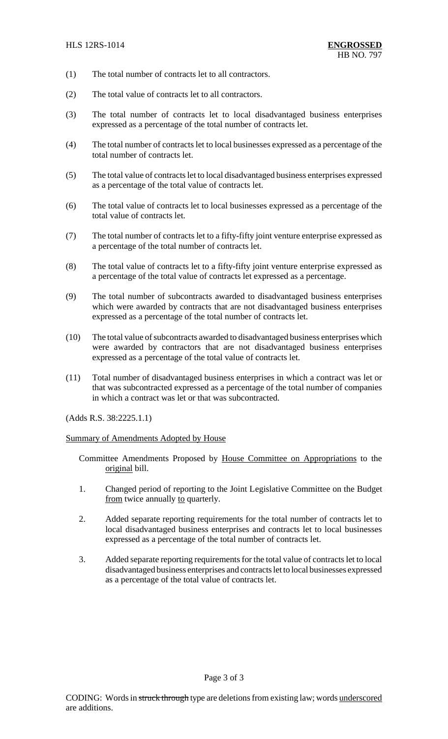(1) The total number of contracts let to all contractors.

(2) The total value of contracts let to all contractors.

(3) The total number of contracts let to local disadvantaged business enterprises expressed as a percentage of the total number of contracts let.

(4) The total number of contracts let to local businesses expressed as a percentage of the total number of contracts let.

(5) The total value of contracts let to local disadvantaged business enterprises expressed as a percentage of the total value of contracts let.

(6) The total value of contracts let to local businesses expressed as a percentage of the total value of contracts let.

(7) The total number of contracts let to a fifty-fifty joint venture enterprise expressed as a percentage of the total number of contracts let.

(8) The total value of contracts let to a fifty-fifty joint venture enterprise expressed as a percentage of the total value of contracts let expressed as a percentage.

(9) The total number of subcontracts awarded to disadvantaged business enterprises which were awarded by contracts that are not disadvantaged business enterprises expressed as a percentage of the total number of contracts let.

(10) The total value of subcontracts awarded to disadvantaged business enterprises which were awarded by contractors that are not disadvantaged business enterprises expressed as a percentage of the total value of contracts let.

(11) Total number of disadvantaged business enterprises in which a contract was let or that was subcontracted expressed as a percentage of the total number of companies in which a contract was let or that was subcontracted.

(Adds R.S. 38:2225.1.1)

Summary of Amendments Adopted by House

Committee Amendments Proposed by House Committee on Appropriations to the original bill.

1. Changed period of reporting to the Joint Legislative Committee on the Budget from twice annually to quarterly.

2. Added separate reporting requirements for the total number of contracts let to local disadvantaged business enterprises and contracts let to local businesses expressed as a percentage of the total number of contracts let.

3. Added separate reporting requirements for the total value of contracts let to local disadvantaged business enterprises and contracts let to local businesses expressed as a percentage of the total value of contracts let.

CODING: Words in ~~struck through~~ type are deletions from existing law; words underscored are additions.